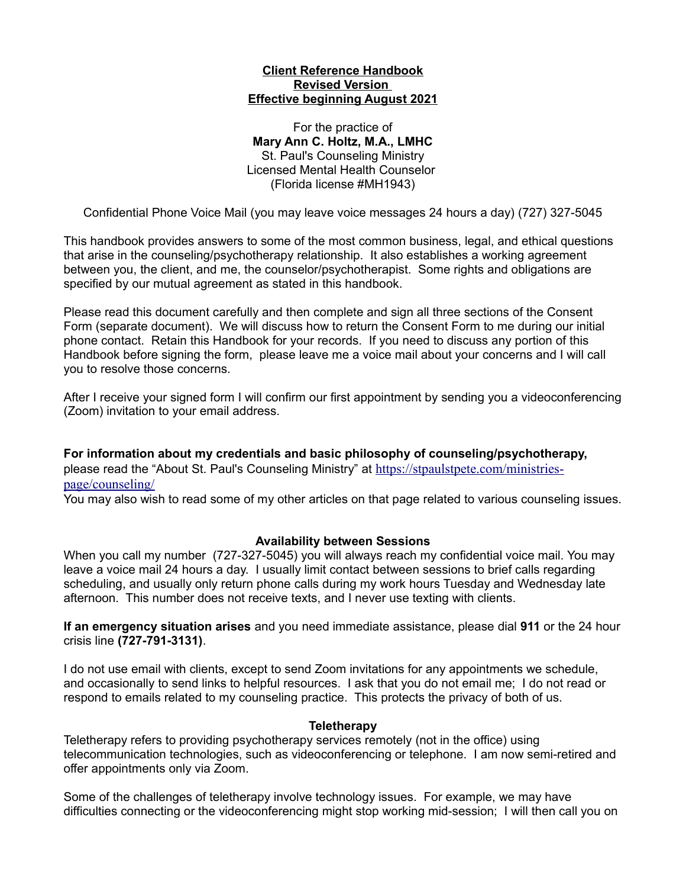**Client Reference Handbook**
**Revised Version**
**Effective beginning August 2021**

For the practice of
**Mary Ann C. Holtz, M.A., LMHC**
St. Paul's Counseling Ministry
Licensed Mental Health Counselor
(Florida license #MH1943)

Confidential Phone Voice Mail (you may leave voice messages 24 hours a day) (727) 327-5045

This handbook provides answers to some of the most common business, legal, and ethical questions that arise in the counseling/psychotherapy relationship. It also establishes a working agreement between you, the client, and me, the counselor/psychotherapist. Some rights and obligations are specified by our mutual agreement as stated in this handbook.

Please read this document carefully and then complete and sign all three sections of the Consent Form (separate document). We will discuss how to return the Consent Form to me during our initial phone contact. Retain this Handbook for your records. If you need to discuss any portion of this Handbook before signing the form, please leave me a voice mail about your concerns and I will call you to resolve those concerns.

After I receive your signed form I will confirm our first appointment by sending you a videoconferencing (Zoom) invitation to your email address.

**For information about my credentials and basic philosophy of counseling/psychotherapy,** please read the "About St. Paul's Counseling Ministry" at https://stpaulstpete.com/ministries-page/counseling/

You may also wish to read some of my other articles on that page related to various counseling issues.

**Availability between Sessions**

When you call my number (727-327-5045) you will always reach my confidential voice mail. You may leave a voice mail 24 hours a day. I usually limit contact between sessions to brief calls regarding scheduling, and usually only return phone calls during my work hours Tuesday and Wednesday late afternoon. This number does not receive texts, and I never use texting with clients.

**If an emergency situation arises** and you need immediate assistance, please dial **911** or the 24 hour crisis line **(727-791-3131)**.

I do not use email with clients, except to send Zoom invitations for any appointments we schedule, and occasionally to send links to helpful resources. I ask that you do not email me; I do not read or respond to emails related to my counseling practice. This protects the privacy of both of us.

**Teletherapy**

Teletherapy refers to providing psychotherapy services remotely (not in the office) using telecommunication technologies, such as videoconferencing or telephone. I am now semi-retired and offer appointments only via Zoom.

Some of the challenges of teletherapy involve technology issues. For example, we may have difficulties connecting or the videoconferencing might stop working mid-session; I will then call you on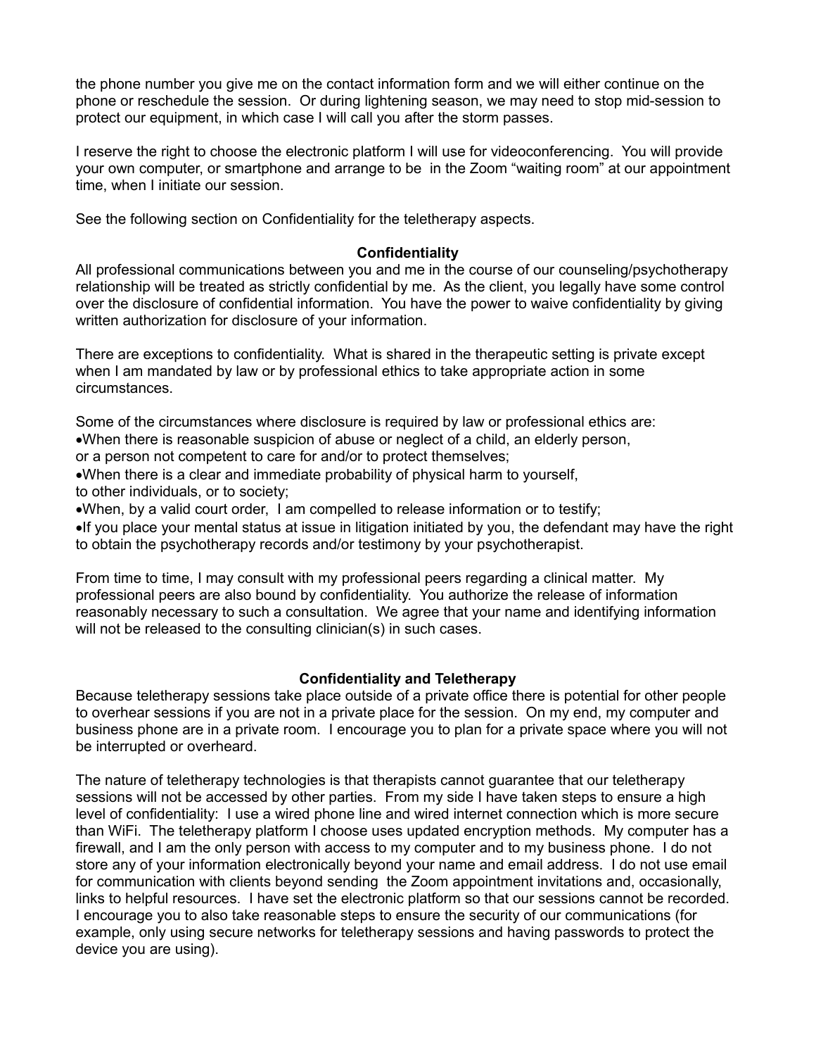the phone number you give me on the contact information form and we will either continue on the phone or reschedule the session. Or during lightening season, we may need to stop mid-session to protect our equipment, in which case I will call you after the storm passes.

I reserve the right to choose the electronic platform I will use for videoconferencing. You will provide your own computer, or smartphone and arrange to be in the Zoom "waiting room" at our appointment time, when I initiate our session.

See the following section on Confidentiality for the teletherapy aspects.

## Confidentiality

All professional communications between you and me in the course of our counseling/psychotherapy relationship will be treated as strictly confidential by me. As the client, you legally have some control over the disclosure of confidential information. You have the power to waive confidentiality by giving written authorization for disclosure of your information.

There are exceptions to confidentiality. What is shared in the therapeutic setting is private except when I am mandated by law or by professional ethics to take appropriate action in some circumstances.

Some of the circumstances where disclosure is required by law or professional ethics are:

- When there is reasonable suspicion of abuse or neglect of a child, an elderly person, or a person not competent to care for and/or to protect themselves;
- When there is a clear and immediate probability of physical harm to yourself, to other individuals, or to society;
- When, by a valid court order, I am compelled to release information or to testify;
- If you place your mental status at issue in litigation initiated by you, the defendant may have the right to obtain the psychotherapy records and/or testimony by your psychotherapist.

From time to time, I may consult with my professional peers regarding a clinical matter. My professional peers are also bound by confidentiality. You authorize the release of information reasonably necessary to such a consultation. We agree that your name and identifying information will not be released to the consulting clinician(s) in such cases.

## Confidentiality and Teletherapy

Because teletherapy sessions take place outside of a private office there is potential for other people to overhear sessions if you are not in a private place for the session. On my end, my computer and business phone are in a private room. I encourage you to plan for a private space where you will not be interrupted or overheard.

The nature of teletherapy technologies is that therapists cannot guarantee that our teletherapy sessions will not be accessed by other parties. From my side I have taken steps to ensure a high level of confidentiality: I use a wired phone line and wired internet connection which is more secure than WiFi. The teletherapy platform I choose uses updated encryption methods. My computer has a firewall, and I am the only person with access to my computer and to my business phone. I do not store any of your information electronically beyond your name and email address. I do not use email for communication with clients beyond sending the Zoom appointment invitations and, occasionally, links to helpful resources. I have set the electronic platform so that our sessions cannot be recorded. I encourage you to also take reasonable steps to ensure the security of our communications (for example, only using secure networks for teletherapy sessions and having passwords to protect the device you are using).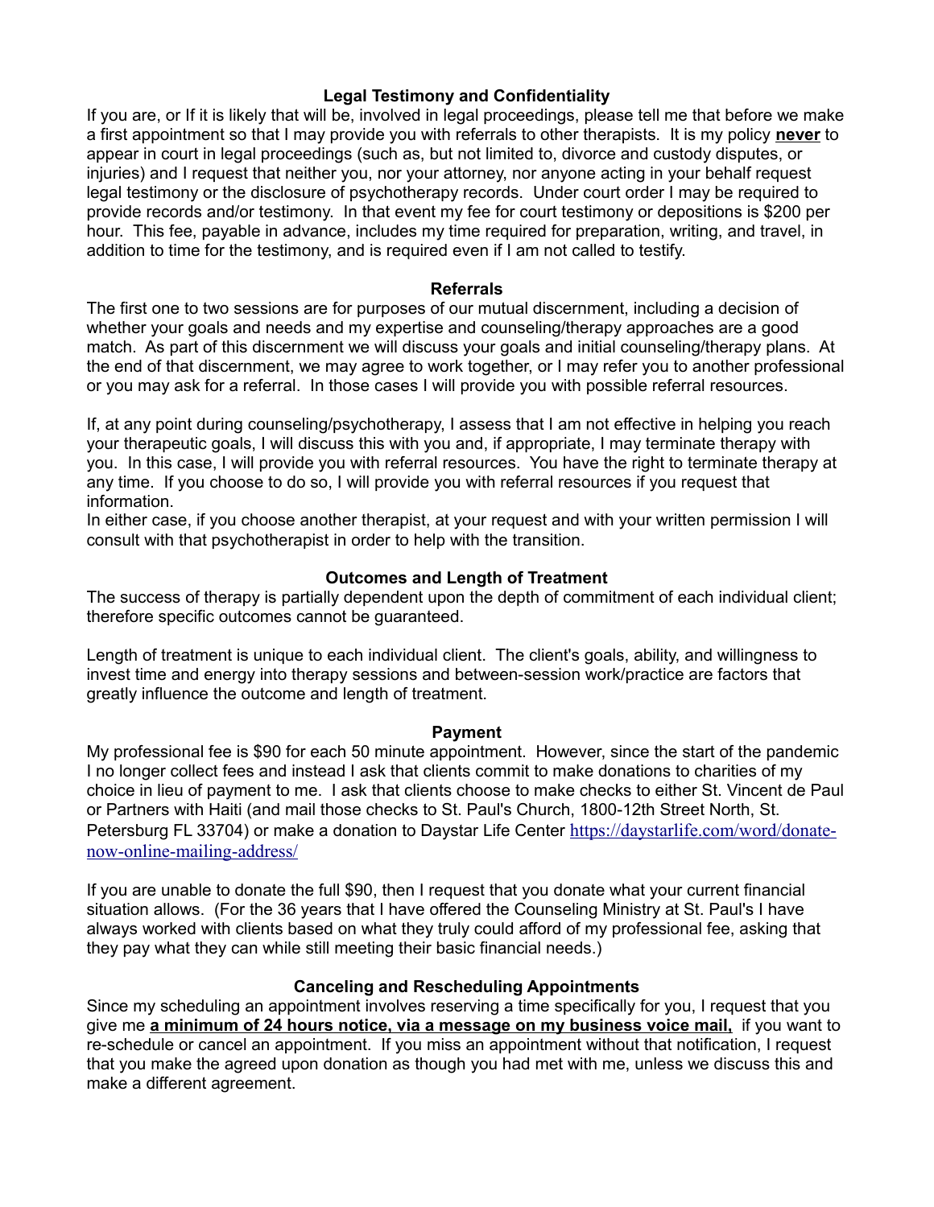## Legal Testimony and Confidentiality

If you are, or If it is likely that will be, involved in legal proceedings, please tell me that before we make a first appointment so that I may provide you with referrals to other therapists. It is my policy **never** to appear in court in legal proceedings (such as, but not limited to, divorce and custody disputes, or injuries) and I request that neither you, nor your attorney, nor anyone acting in your behalf request legal testimony or the disclosure of psychotherapy records. Under court order I may be required to provide records and/or testimony. In that event my fee for court testimony or depositions is $200 per hour. This fee, payable in advance, includes my time required for preparation, writing, and travel, in addition to time for the testimony, and is required even if I am not called to testify.

## Referrals

The first one to two sessions are for purposes of our mutual discernment, including a decision of whether your goals and needs and my expertise and counseling/therapy approaches are a good match. As part of this discernment we will discuss your goals and initial counseling/therapy plans. At the end of that discernment, we may agree to work together, or I may refer you to another professional or you may ask for a referral. In those cases I will provide you with possible referral resources.

If, at any point during counseling/psychotherapy, I assess that I am not effective in helping you reach your therapeutic goals, I will discuss this with you and, if appropriate, I may terminate therapy with you. In this case, I will provide you with referral resources. You have the right to terminate therapy at any time. If you choose to do so, I will provide you with referral resources if you request that information.

In either case, if you choose another therapist, at your request and with your written permission I will consult with that psychotherapist in order to help with the transition.

## Outcomes and Length of Treatment

The success of therapy is partially dependent upon the depth of commitment of each individual client; therefore specific outcomes cannot be guaranteed.

Length of treatment is unique to each individual client. The client's goals, ability, and willingness to invest time and energy into therapy sessions and between-session work/practice are factors that greatly influence the outcome and length of treatment.

## Payment

My professional fee is $90 for each 50 minute appointment. However, since the start of the pandemic I no longer collect fees and instead I ask that clients commit to make donations to charities of my choice in lieu of payment to me. I ask that clients choose to make checks to either St. Vincent de Paul or Partners with Haiti (and mail those checks to St. Paul's Church, 1800-12th Street North, St. Petersburg FL 33704) or make a donation to Daystar Life Center https://daystarlife.com/word/donate-now-online-mailing-address/

If you are unable to donate the full $90, then I request that you donate what your current financial situation allows. (For the 36 years that I have offered the Counseling Ministry at St. Paul's I have always worked with clients based on what they truly could afford of my professional fee, asking that they pay what they can while still meeting their basic financial needs.)

## Canceling and Rescheduling Appointments

Since my scheduling an appointment involves reserving a time specifically for you, I request that you give me **a minimum of 24 hours notice, via a message on my business voice mail,** if you want to re-schedule or cancel an appointment. If you miss an appointment without that notification, I request that you make the agreed upon donation as though you had met with me, unless we discuss this and make a different agreement.